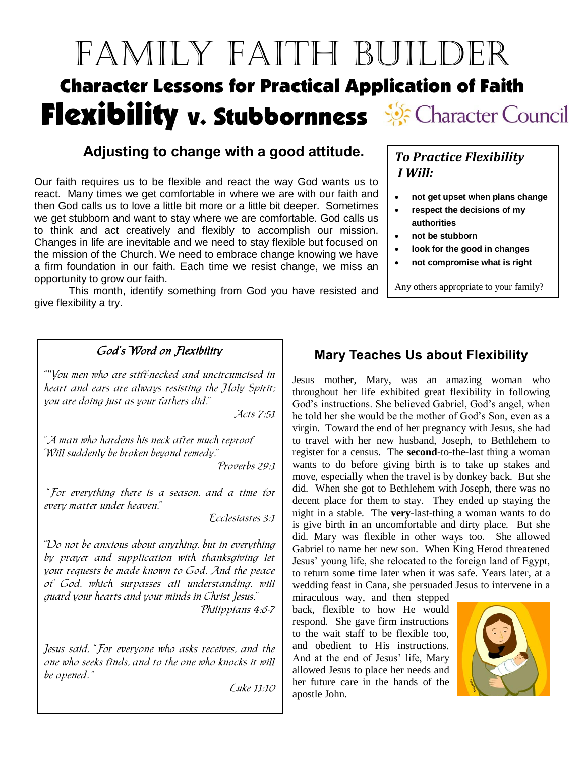# FAMILY FAITH BUILDER

## Character Lessons for Practical Application of Faith

# Flexibility v. Stubbornness

Character Council

### Adjusting to change with a good attitude.

Our faith requires us to be flexible and react the way God wants us to react. Many times we get comfortable in where we are with our faith and then God calls us to love a little bit more or a little bit deeper. Sometimes we get stubborn and want to stay where we are comfortable. God calls us to think and act creatively and flexibly to accomplish our mission. Changes in life are inevitable and we need to stay flexible but focused on the mission of the Church. We need to embrace change knowing we have a firm foundation in our faith. Each time we resist change, we miss an opportunity to grow our faith.

This month, identify something from God you have resisted and give flexibility a try.

### *To Practice Flexibility I Will:*

- **not get upset when plans change**
- **respect the decisions of my authorities**
- **not be stubborn**
- **look for the good in changes**
- **not compromise what is right**

Any others appropriate to your family?

### *God's Word on Flexibility*

*""You men who are stiff-necked and uncircumcised in heart and ears are always resisting the Holy Spirit; you are doing just as your fathers did."*

*Acts 7:51*

*"A man who hardens his neck after much reproof Will suddenly be broken beyond remedy."*

*Proverbs 29:1*

*"For everything there is a season, and a time for every matter under heaven."*

*Ecclesiastes 3:1*

*"Do not be anxious about anything, but in everything by prayer and supplication with thanksgiving let your requests be made known to God. And the peace of God, which surpasses all understanding, will guard your hearts and your minds in Christ Jesus."*

*Philippians 4:6-7*

*Jesus said, "For everyone who asks receives, and the one who seeks finds, and to the one who knocks it will be opened."*

*Luke 11:10*

### Mary Teaches Us about Flexibility

Jesus mother, Mary, was an amazing woman who throughout her life exhibited great flexibility in following God's instructions. She believed Gabriel, God's angel, when he told her she would be the mother of God's Son, even as a virgin. Toward the end of her pregnancy with Jesus, she had to travel with her new husband, Joseph, to Bethlehem to register for a census. The **second**-to-the-last thing a woman wants to do before giving birth is to take up stakes and move, especially when the travel is by donkey back. But she did. When she got to Bethlehem with Joseph, there was no decent place for them to stay. They ended up staying the night in a stable. The **very**-last-thing a woman wants to do is give birth in an uncomfortable and dirty place. But she did. Mary was flexible in other ways too. She allowed Gabriel to name her new son. When King Herod threatened Jesus' young life, she relocated to the foreign land of Egypt, to return some time later when it was safe. Years later, at a wedding feast in Cana, she persuaded Jesus to intervene in a miraculous way, and then stepped back, flexible to how He would respond. She gave firm instructions to the wait staff to be flexible too, and obedient to His instructions. And at the end of Jesus' life, Mary allowed Jesus to place her needs and her future care in the hands of the apostle John.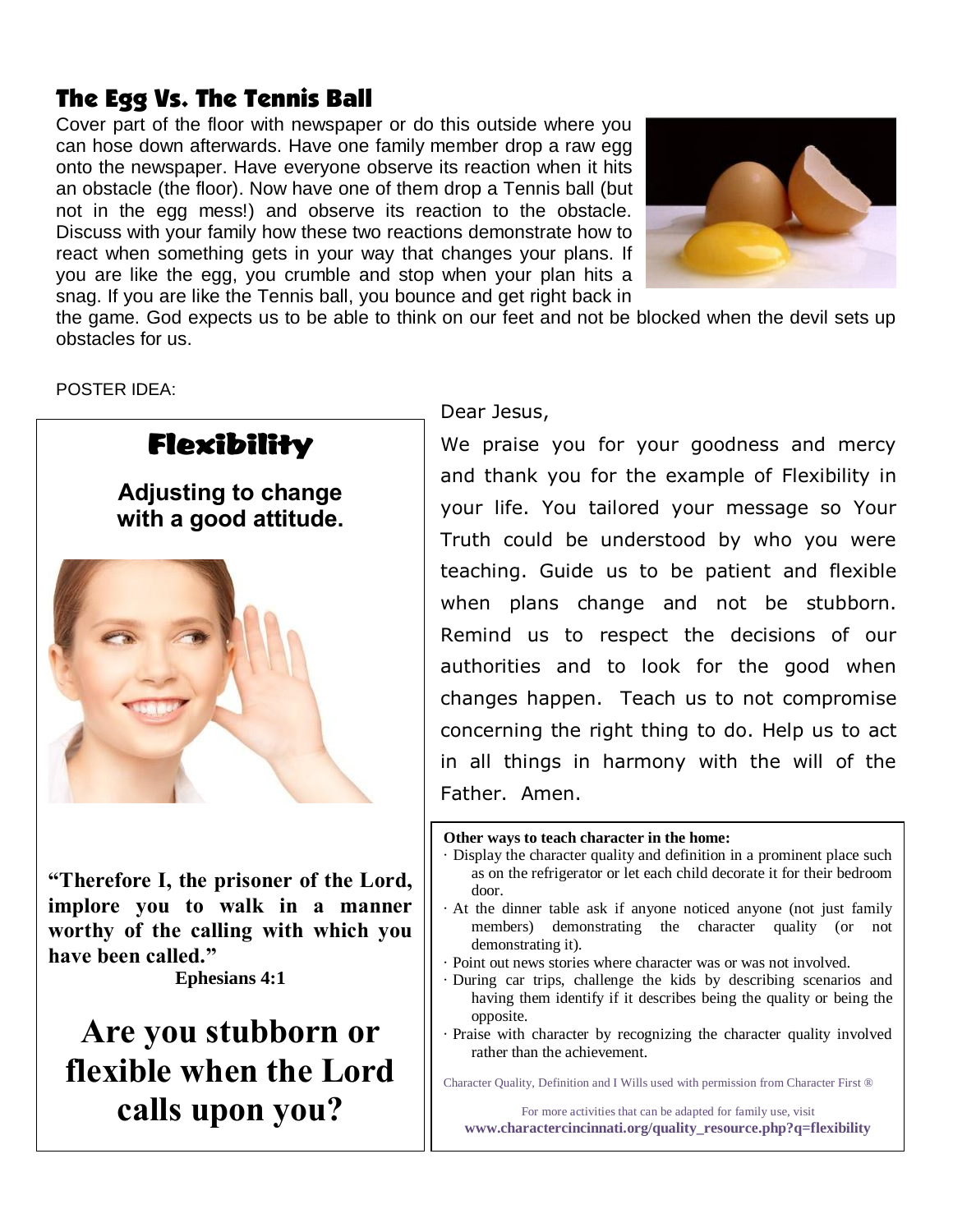## The Egg Vs. The Tennis Ball

Cover part of the floor with newspaper or do this outside where you can hose down afterwards. Have one family member drop a raw egg onto the newspaper. Have everyone observe its reaction when it hits an obstacle (the floor). Now have one of them drop a Tennis ball (but not in the egg mess!) and observe its reaction to the obstacle. Discuss with your family how these two reactions demonstrate how to react when something gets in your way that changes your plans. If you are like the egg, you crumble and stop when your plan hits a snag. If you are like the Tennis ball, you bounce and get right back in the game. God expects us to be able to think on our feet and not be blocked when the devil sets up obstacles for us.

POSTER IDEA:

## Flexibility

**Adjusting to change with a good attitude.**

**"Therefore I, the prisoner of the Lord, implore you to walk in a manner worthy of the calling with which you have been called."**

**Ephesians 4:1**

# Are you stubborn or flexible when the Lord calls upon you?

Dear Jesus,

We praise you for your goodness and mercy and thank you for the example of Flexibility in your life. You tailored your message so Your Truth could be understood by who you were teaching. Guide us to be patient and flexible when plans change and not be stubborn. Remind us to respect the decisions of our authorities and to look for the good when changes happen. Teach us to not compromise concerning the right thing to do. Help us to act in all things in harmony with the will of the Father. Amen.

**Other ways to teach character in the home:**

- Display the character quality and definition in a prominent place such as on the refrigerator or let each child decorate it for their bedroom door.
- At the dinner table ask if anyone noticed anyone (not just family members) demonstrating the character quality (or not demonstrating it).
- Point out news stories where character was or was not involved.
- During car trips, challenge the kids by describing scenarios and having them identify if it describes being the quality or being the opposite.
- Praise with character by recognizing the character quality involved rather than the achievement.

Character Quality, Definition and I Wills used with permission from Character First ®

For more activities that can be adapted for family use, visit **www.charactercincinnati.org/quality_resource.php?q=flexibility**